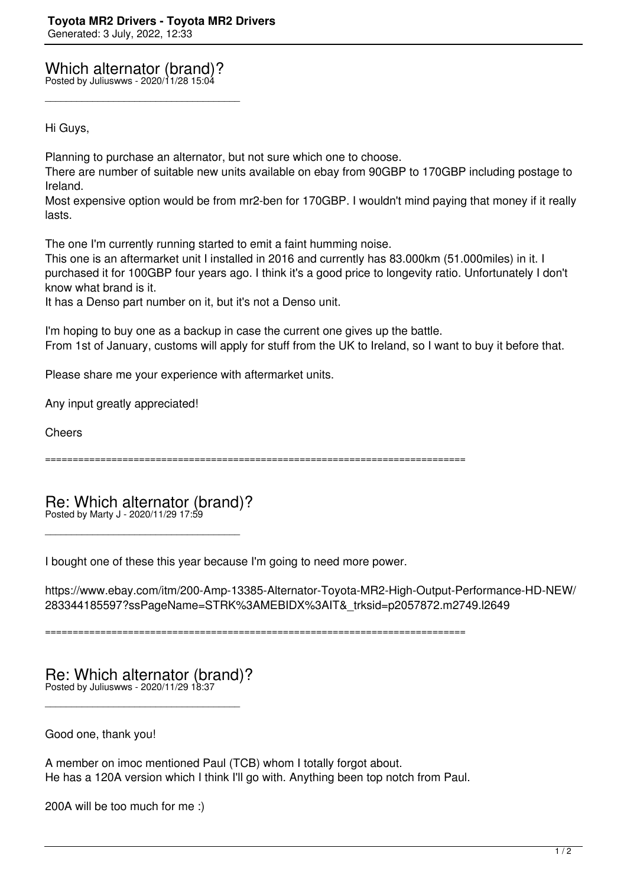# Which alternator (brand)?

Posted by Juliuswws - 2020/11/28 15:04

---

Hi Guys,

Planning to purchase an alternator, but not sure which one to choose.
There are number of suitable new units available on ebay from 90GBP to 170GBP including postage to Ireland.
Most expensive option would be from mr2-ben for 170GBP. I wouldn't mind paying that money if it really lasts.

The one I'm currently running started to emit a faint humming noise.
This one is an aftermarket unit I installed in 2016 and currently has 83.000km (51.000miles) in it. I purchased it for 100GBP four years ago. I think it's a good price to longevity ratio. Unfortunately I don't know what brand is it.
It has a Denso part number on it, but it's not a Denso unit.

I'm hoping to buy one as a backup in case the current one gives up the battle.
From 1st of January, customs will apply for stuff from the UK to Ireland, so I want to buy it before that.

Please share me your experience with aftermarket units.

Any input greatly appreciated!

Cheers

============================================================================

## Re: Which alternator (brand)?

Posted by Marty J - 2020/11/29 17:59

---

I bought one of these this year because I'm going to need more power.

https://www.ebay.com/itm/200-Amp-13385-Alternator-Toyota-MR2-High-Output-Performance-HD-NEW/283344185597?ssPageName=STRK%3AMEBIDX%3AIT&_trksid=p2057872.m2749.l2649

============================================================================

## Re: Which alternator (brand)?

Posted by Juliuswws - 2020/11/29 18:37

---

Good one, thank you!

A member on imoc mentioned Paul (TCB) whom I totally forgot about.
He has a 120A version which I think I'll go with. Anything been top notch from Paul.

200A will be too much for me :)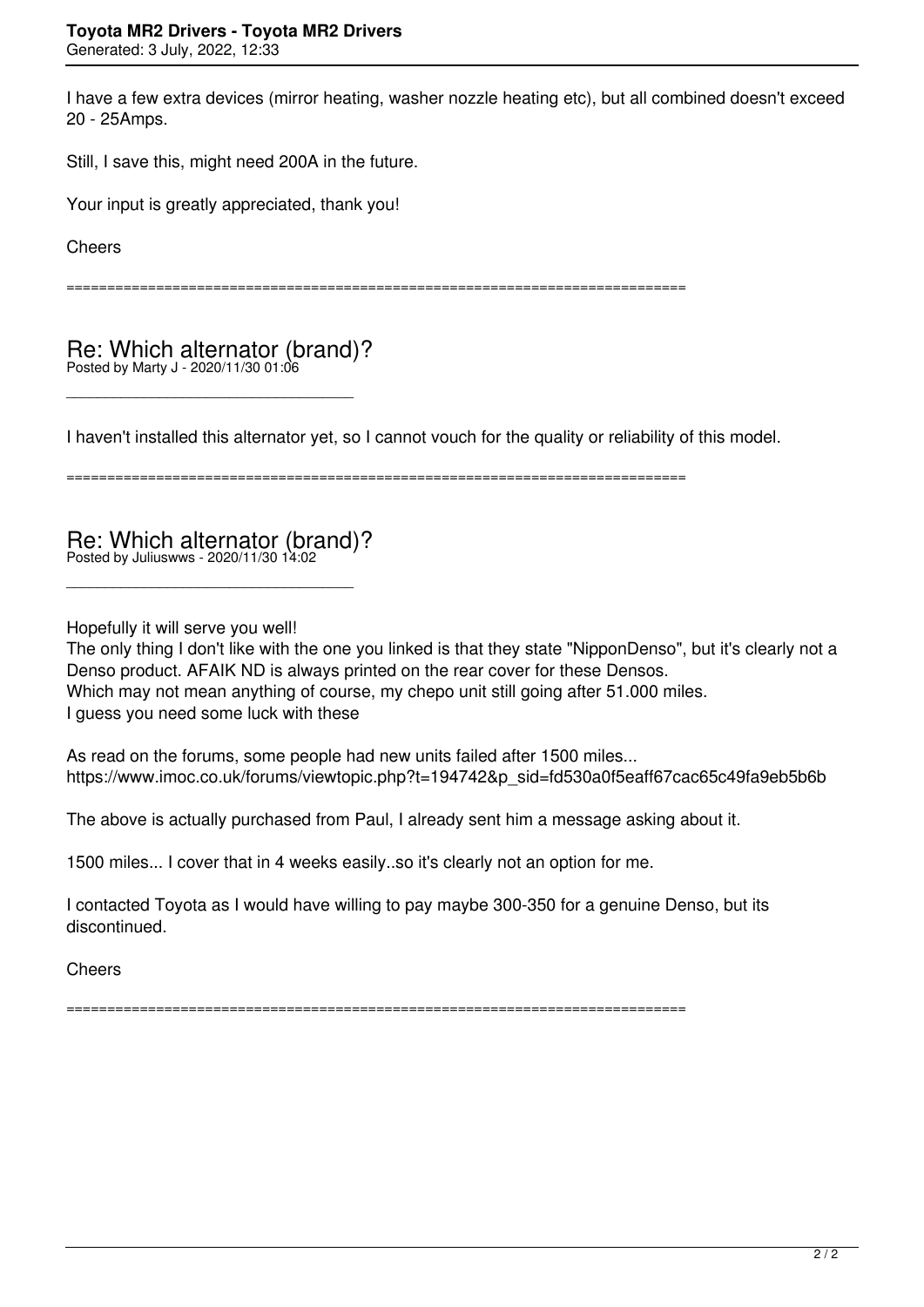I have a few extra devices (mirror heating, washer nozzle heating etc), but all combined doesn't exceed 20 - 25Amps.

Still, I save this, might need 200A in the future.

Your input is greatly appreciated, thank you!

Cheers

============================================================================

## Re: Which alternator (brand)?

Posted by Marty J - 2020/11/30 01:06

---

I haven't installed this alternator yet, so I cannot vouch for the quality or reliability of this model.

============================================================================

## Re: Which alternator (brand)?

Posted by Juliuswws - 2020/11/30 14:02

---

Hopefully it will serve you well!
The only thing I don't like with the one you linked is that they state "NipponDenso", but it's clearly not a Denso product. AFAIK ND is always printed on the rear cover for these Densos.
Which may not mean anything of course, my chepo unit still going after 51.000 miles.
I guess you need some luck with these

As read on the forums, some people had new units failed after 1500 miles...
https://www.imoc.co.uk/forums/viewtopic.php?t=194742&p_sid=fd530a0f5eaff67cac65c49fa9eb5b6b

The above is actually purchased from Paul, I already sent him a message asking about it.

1500 miles... I cover that in 4 weeks easily..so it's clearly not an option for me.

I contacted Toyota as I would have willing to pay maybe 300-350 for a genuine Denso, but its discontinued.

Cheers

============================================================================